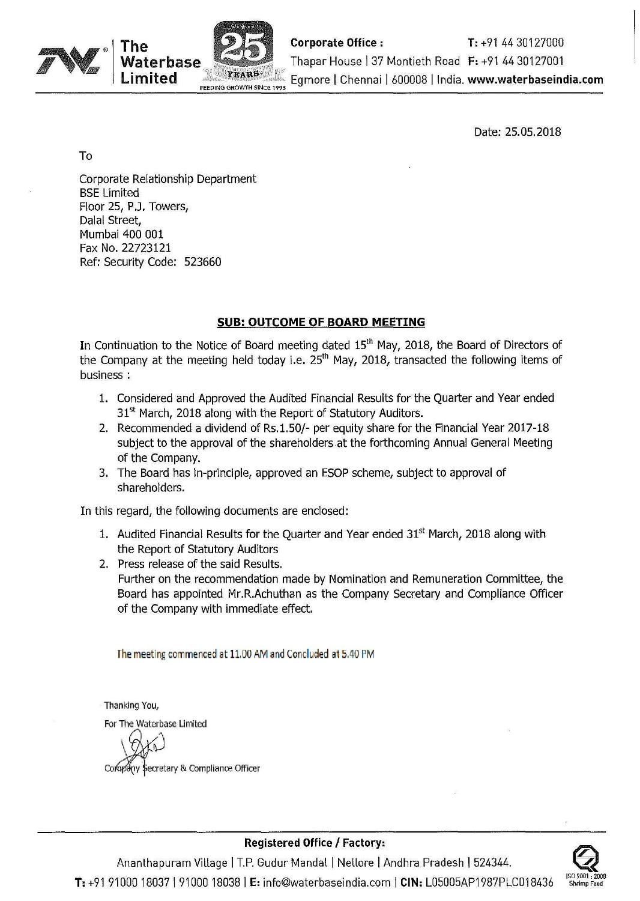**The Waterbase Limited**

**Corporate Office :** Thapar House | 37 Montieth Road | Egmore | Chennai | 600008 | India. T: +91 44 30127000 F: +91 44 30127001 **www.waterbaseindia.com**

Date: 25.05.2018

To

Corporate Relationship Department
BSE Limited
Floor 25, P.J. Towers,
Dalal Street,
Mumbai 400 001
Fax No. 22723121
Ref: Security Code: 523660

## SUB: OUTCOME OF BOARD MEETING

In Continuation to the Notice of Board meeting dated 15th May, 2018, the Board of Directors of the Company at the meeting held today i.e. 25th May, 2018, transacted the following items of business :

1. Considered and Approved the Audited Financial Results for the Quarter and Year ended 31st March, 2018 along with the Report of Statutory Auditors.
2. Recommended a dividend of Rs.1.50/- per equity share for the Financial Year 2017-18 subject to the approval of the shareholders at the forthcoming Annual General Meeting of the Company.
3. The Board has in-principle, approved an ESOP scheme, subject to approval of shareholders.

In this regard, the following documents are enclosed:

1. Audited Financial Results for the Quarter and Year ended 31st March, 2018 along with the Report of Statutory Auditors
2. Press release of the said Results.
   Further on the recommendation made by Nomination and Remuneration Committee, the Board has appointed Mr.R.Achuthan as the Company Secretary and Compliance Officer of the Company with immediate effect.

The meeting commenced at 11.00 AM and Concluded at 5.40 PM

Thanking You,

For The Waterbase Limited

Company Secretary & Compliance Officer

**Registered Office / Factory:**
Ananthapuram Village | T.P. Gudur Mandal | Nellore | Andhra Pradesh | 524344.
T: +91 91000 18037 | 91000 18038 | E: info@waterbaseindia.com | CIN: L05005AP1987PLC018436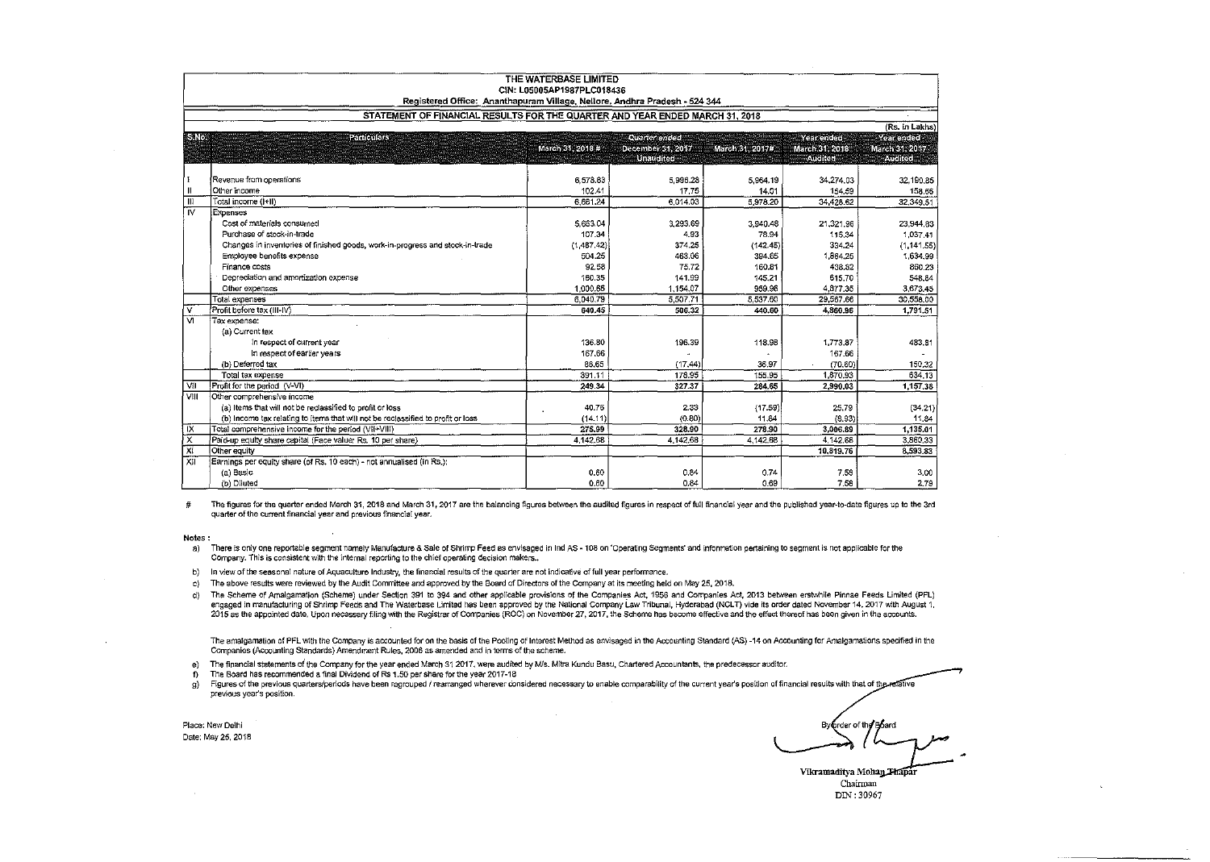# THE WATERBASE LIMITED

CIN: L05005AP1987PLC018436

Registered Office: Ananthapuram Village, Nellore, Andhra Pradesh - 524 344

## STATEMENT OF FINANCIAL RESULTS FOR THE QUARTER AND YEAR ENDED MARCH 31, 2018

(Rs. in Lakhs)

| S.No. | Particulars | Quarter ended | | | Year ended | Year ended |
|---|---|---|---|---|---|---|
| | | March 31, 2018 # | December 31, 2017 | March 31, 2017# | March 31, 2018 | March 31, 2017 |
| | | | Unaudited | | Audited | Audited |
| I | Revenue from operations | 6,578.83 | 5,996.28 | 5,964.19 | 34,274.03 | 32,190.85 |
| II | Other income | 102.41 | 17.75 | 14.01 | 154.59 | 158.65 |
| III | Total income (I+II) | 6,681.24 | 6,014.03 | 5,978.20 | 34,428.62 | 32,349.51 |
| IV | Expenses | | | | | |
| | Cost of materials consumed | 5,663.04 | 3,293.69 | 3,940.48 | 21,321.96 | 23,944.83 |
| | Purchase of stock-in-trade | 107.34 | 4.93 | 78.94 | 115.34 | 1,037.41 |
| | Changes in inventories of finished goods, work-in-progress and stock-in-trade | (1,487.42) | 374.25 | (142.45) | 334.24 | (1,141.55) |
| | Employee benefits expense | 504.25 | 463.06 | 394.65 | 1,864.25 | 1,634.99 |
| | Finance costs | 92.58 | 75.72 | 160.81 | 438.52 | 860.23 |
| | Depreciation and amortization expense | 160.35 | 141.99 | 145.21 | 615.70 | 548.64 |
| | Other expenses | 1,000.65 | 1,154.07 | 959.96 | 4,877.35 | 3,673.45 |
| | Total expenses | 6,040.79 | 5,507.71 | 5,537.60 | 29,567.66 | 30,558.00 |
| V | Profit before tax (III-IV) | 640.45 | 506.32 | 440.60 | 4,860.96 | 1,791.51 |
| VI | Tax expense: | | | | | |
| | (a) Current tax | | | | | |
| | In respect of current year | 136.80 | 196.39 | 118.98 | 1,773.87 | 483.81 |
| | In respect of earlier years | 167.66 | - | - | 167.66 | - |
| | (b) Deferred tax | 86.65 | (17.44) | 36.97 | (70.60) | 150.32 |
| | Total tax expense | 391.11 | 178.95 | 155.95 | 1,870.93 | 634.13 |
| VII | Profit for the period (V-VI) | 249.34 | 327.37 | 284.65 | 2,990.03 | 1,157.38 |
| VIII | Other comprehensive income | | | | | |
| | (a) Items that will not be reclassified to profit or loss | 40.76 | 2.33 | (17.59) | 25.79 | (34.21) |
| | (b) Income tax relating to items that will not be reclassified to profit or loss | (14.11) | (0.80) | 11.84 | (8.93) | 11.84 |
| IX | Total comprehensive income for the period (VII+VIII) | 275.99 | 328.90 | 278.90 | 3,006.89 | 1,135.01 |
| X | Paid-up equity share capital (Face value: Rs. 10 per share) | 4,142.68 | 4,142.68 | 4,142.68 | 4,142.68 | 3,860.33 |
| XI | Other equity | | | | 10,819.76 | 8,593.83 |
| XII | Earnings per equity share (of Rs. 10 each) - not annualised (in Rs.): | | | | | |
| | (a) Basic | 0.60 | 0.84 | 0.74 | 7.58 | 3.00 |
| | (b) Diluted | 0.60 | 0.84 | 0.69 | 7.58 | 2.79 |

\# The figures for the quarter ended March 31, 2018 and March 31, 2017 are the balancing figures between the audited figures in respect of full financial year and the published year-to-date figures up to the 3rd quarter of the current financial year and previous financial year.

**Notes :**

a) There is only one reportable segment namely Manufacture & Sale of Shrimp Feed as envisaged in Ind AS - 108 on 'Operating Segments' and information pertaining to segment is not applicable for the Company. This is consistent with the internal reporting to the chief operating decision makers..

b) In view of the seasonal nature of Aquaculture Industry, the financial results of the quarter are not indicative of full year performance.

c) The above results were reviewed by the Audit Committee and approved by the Board of Directors of the Company at its meeting held on May 25, 2018.

c) The Scheme of Amalgamation (Scheme) under Section 391 to 394 and other applicable provisions of the Companies Act, 1956 and Companies Act, 2013 between erstwhile Pinnae Feeds Limited (PFL) engaged in manufacturing of Shrimp Feeds and The Waterbase Limited has been approved by the National Company Law Tribunal, Hyderabad (NCLT) vide its order dated November 14, 2017 with August 1, 2015 as the appointed date. Upon necessary filing with the Registrar of Companies (ROC) on November 27, 2017, the Scheme has become effective and the effect thereof has been given in the accounts.

The amalgamation of PFL with the Company is accounted for on the basis of the Pooling of Interest Method as envisaged in the Accounting Standard (AS) -14 on Accounting for Amalgamations specified in the Companies (Accounting Standards) Amendment Rules, 2006 as amended and in terms of the scheme.

e) The financial statements of the Company for the year ended March 31 2017, were audited by M/s. Mitra Kundu Basu, Chartered Accountants, the predecessor auditor.

f) The Board has recommended a final Dividend of Rs 1.50 per share for the year 2017-18

g) Figures of the previous quarters/periods have been regrouped / rearranged wherever considered necessary to enable comparability of the current year's position of financial results with that of the relative previous year's position.

Place: New Delhi
Date: May 25, 2018

By order of the Board

Vikramaditya Mohan Thapar
Chairman
DIN : 30967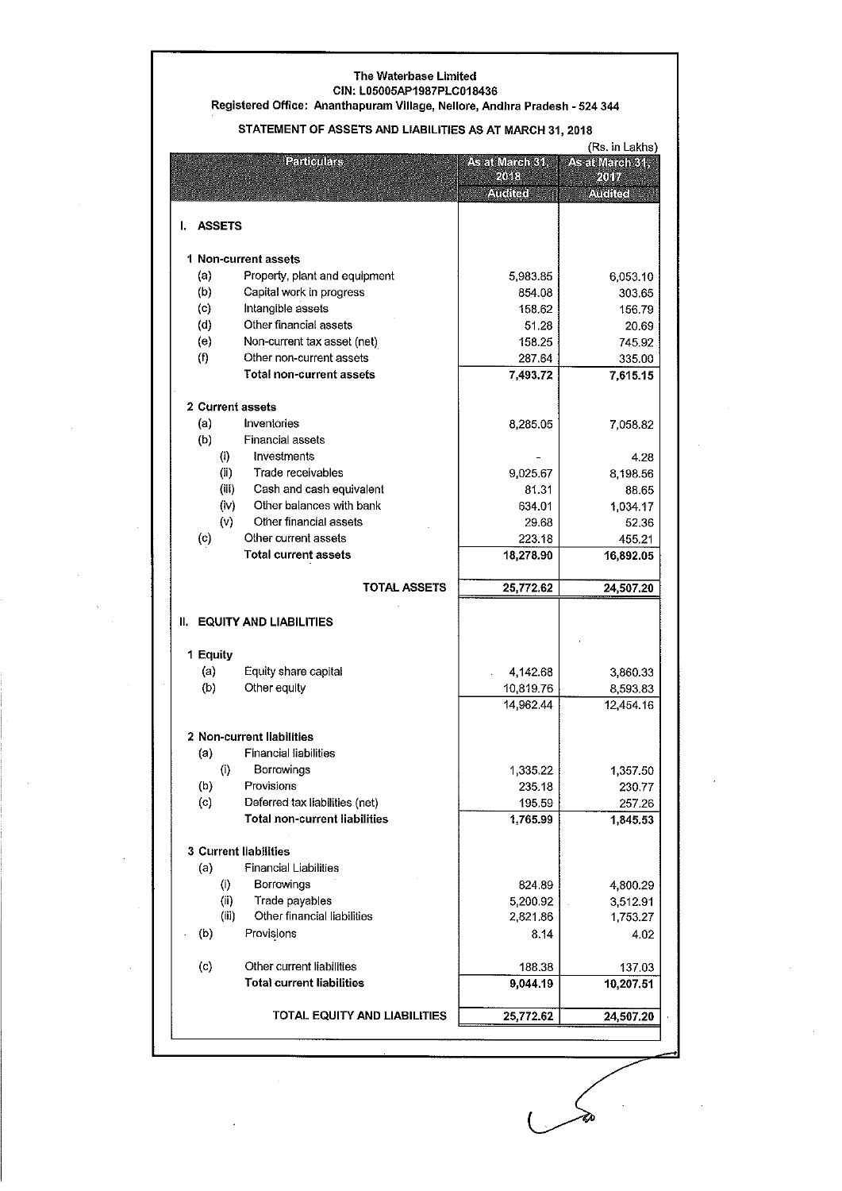**The Waterbase Limited**
**CIN: L05005AP1987PLC018436**
**Registered Office: Ananthapuram Village, Nellore, Andhra Pradesh - 524 344**

## STATEMENT OF ASSETS AND LIABILITIES AS AT MARCH 31, 2018

(Rs. in Lakhs)

| Particulars | As at March 31, 2018 Audited | As at March 31, 2017 Audited |
|---|---|---|
| **I. ASSETS** | | |
| **1 Non-current assets** | | |
| (a) Property, plant and equipment | 5,983.85 | 6,053.10 |
| (b) Capital work in progress | 854.08 | 303.65 |
| (c) Intangible assets | 158.62 | 156.79 |
| (d) Other financial assets | 51.28 | 20.69 |
| (e) Non-current tax asset (net) | 158.25 | 745.92 |
| (f) Other non-current assets | 287.64 | 335.00 |
| **Total non-current assets** | **7,493.72** | **7,615.15** |
| **2 Current assets** | | |
| (a) Inventories | 8,285.05 | 7,058.82 |
| (b) Financial assets | | |
| (i) Investments | - | 4.28 |
| (ii) Trade receivables | 9,025.67 | 8,198.56 |
| (iii) Cash and cash equivalent | 81.31 | 88.65 |
| (iv) Other balances with bank | 634.01 | 1,034.17 |
| (v) Other financial assets | 29.68 | 52.36 |
| (c) Other current assets | 223.18 | 455.21 |
| **Total current assets** | **18,278.90** | **16,892.05** |
| **TOTAL ASSETS** | **25,772.62** | **24,507.20** |
| **II. EQUITY AND LIABILITIES** | | |
| **1 Equity** | | |
| (a) Equity share capital | 4,142.68 | 3,860.33 |
| (b) Other equity | 10,819.76 | 8,593.83 |
| | 14,962.44 | 12,454.16 |
| **2 Non-current liabilities** | | |
| (a) Financial liabilities | | |
| (i) Borrowings | 1,335.22 | 1,357.50 |
| (b) Provisions | 235.18 | 230.77 |
| (c) Deferred tax liabilities (net) | 195.59 | 257.26 |
| **Total non-current liabilities** | **1,765.99** | **1,845.53** |
| **3 Current liabilities** | | |
| (a) Financial Liabilities | | |
| (i) Borrowings | 824.89 | 4,800.29 |
| (ii) Trade payables | 5,200.92 | 3,512.91 |
| (iii) Other financial liabilities | 2,821.86 | 1,753.27 |
| (b) Provisions | 8.14 | 4.02 |
| (c) Other current liabilities | 188.38 | 137.03 |
| **Total current liabilities** | **9,044.19** | **10,207.51** |
| **TOTAL EQUITY AND LIABILITIES** | **25,772.62** | **24,507.20** |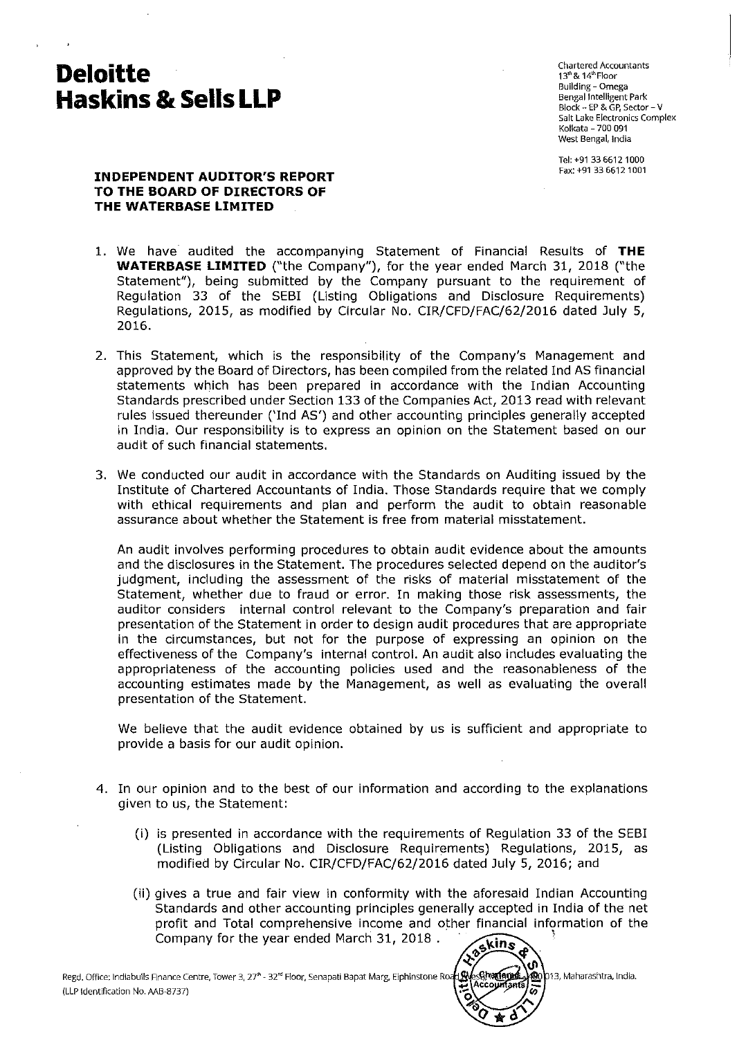# Deloitte Haskins & Sells LLP

Chartered Accountants
13[th] & 14[th] Floor
Building - Omega
Bengal Intelligent Park
Block - EP & GP, Sector - V
Salt Lake Electronics Complex
Kolkata - 700 091
West Bengal, India

Tel: +91 33 6612 1000
Fax: +91 33 6612 1001

**INDEPENDENT AUDITOR'S REPORT**
**TO THE BOARD OF DIRECTORS OF**
**THE WATERBASE LIMITED**

1. We have audited the accompanying Statement of Financial Results of **THE WATERBASE LIMITED** ("the Company"), for the year ended March 31, 2018 ("the Statement"), being submitted by the Company pursuant to the requirement of Regulation 33 of the SEBI (Listing Obligations and Disclosure Requirements) Regulations, 2015, as modified by Circular No. CIR/CFD/FAC/62/2016 dated July 5, 2016.

2. This Statement, which is the responsibility of the Company's Management and approved by the Board of Directors, has been compiled from the related Ind AS financial statements which has been prepared in accordance with the Indian Accounting Standards prescribed under Section 133 of the Companies Act, 2013 read with relevant rules issued thereunder ('Ind AS') and other accounting principles generally accepted in India. Our responsibility is to express an opinion on the Statement based on our audit of such financial statements.

3. We conducted our audit in accordance with the Standards on Auditing issued by the Institute of Chartered Accountants of India. Those Standards require that we comply with ethical requirements and plan and perform the audit to obtain reasonable assurance about whether the Statement is free from material misstatement.

   An audit involves performing procedures to obtain audit evidence about the amounts and the disclosures in the Statement. The procedures selected depend on the auditor's judgment, including the assessment of the risks of material misstatement of the Statement, whether due to fraud or error. In making those risk assessments, the auditor considers internal control relevant to the Company's preparation and fair presentation of the Statement in order to design audit procedures that are appropriate in the circumstances, but not for the purpose of expressing an opinion on the effectiveness of the Company's internal control. An audit also includes evaluating the appropriateness of the accounting policies used and the reasonableness of the accounting estimates made by the Management, as well as evaluating the overall presentation of the Statement.

   We believe that the audit evidence obtained by us is sufficient and appropriate to provide a basis for our audit opinion.

4. In our opinion and to the best of our information and according to the explanations given to us, the Statement:

   (i) is presented in accordance with the requirements of Regulation 33 of the SEBI (Listing Obligations and Disclosure Requirements) Regulations, 2015, as modified by Circular No. CIR/CFD/FAC/62/2016 dated July 5, 2016; and

   (ii) gives a true and fair view in conformity with the aforesaid Indian Accounting Standards and other accounting principles generally accepted in India of the net profit and Total comprehensive income and other financial information of the Company for the year ended March 31, 2018 .

Regd. Office: Indiabulls Finance Centre, Tower 3, 27[th] - 32[nd] Floor, Senapati Bapat Marg, Elphinstone Road (West), Mumbai - 400 013, Maharashtra, India.
(LLP Identification No. AAB-8737)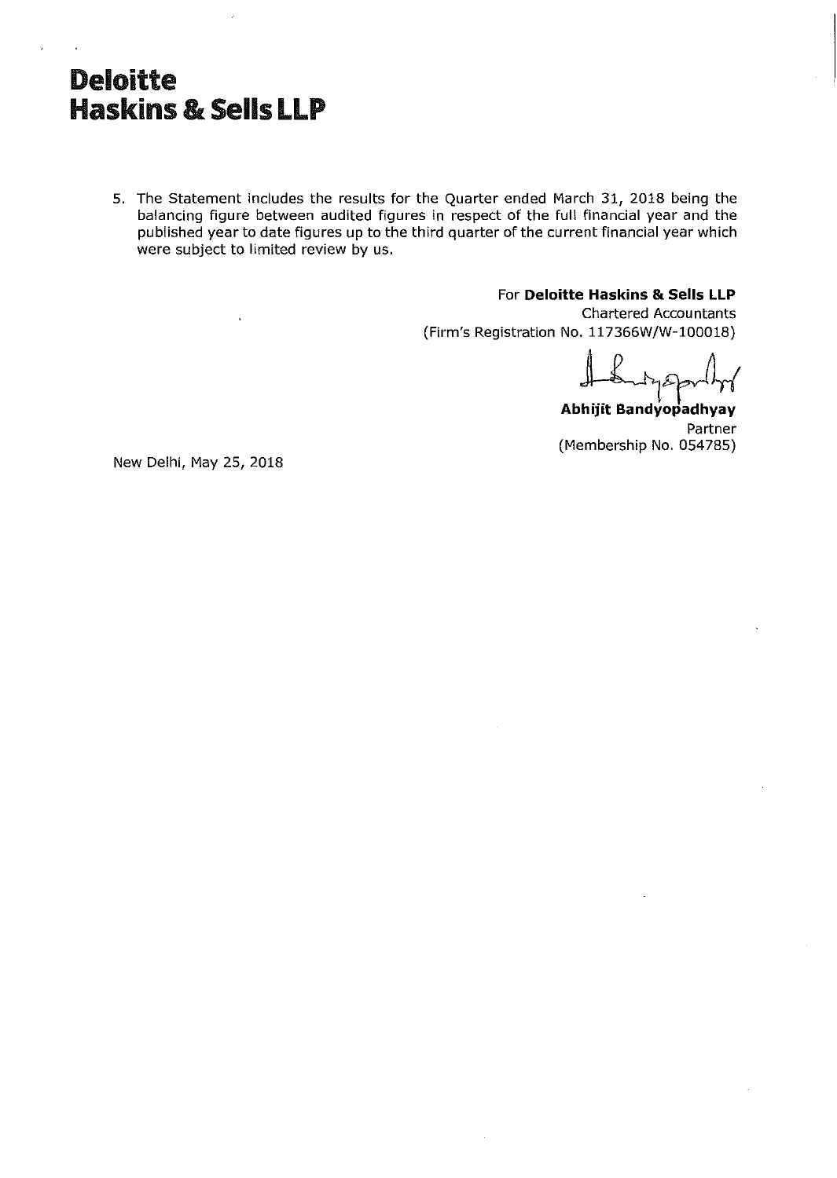**Deloitte**
**Haskins & Sells LLP**

5. The Statement includes the results for the Quarter ended March 31, 2018 being the balancing figure between audited figures in respect of the full financial year and the published year to date figures up to the third quarter of the current financial year which were subject to limited review by us.

For **Deloitte Haskins & Sells LLP**
Chartered Accountants
(Firm's Registration No. 117366W/W-100018)

**Abhijit Bandyopadhyay**
Partner
(Membership No. 054785)

New Delhi, May 25, 2018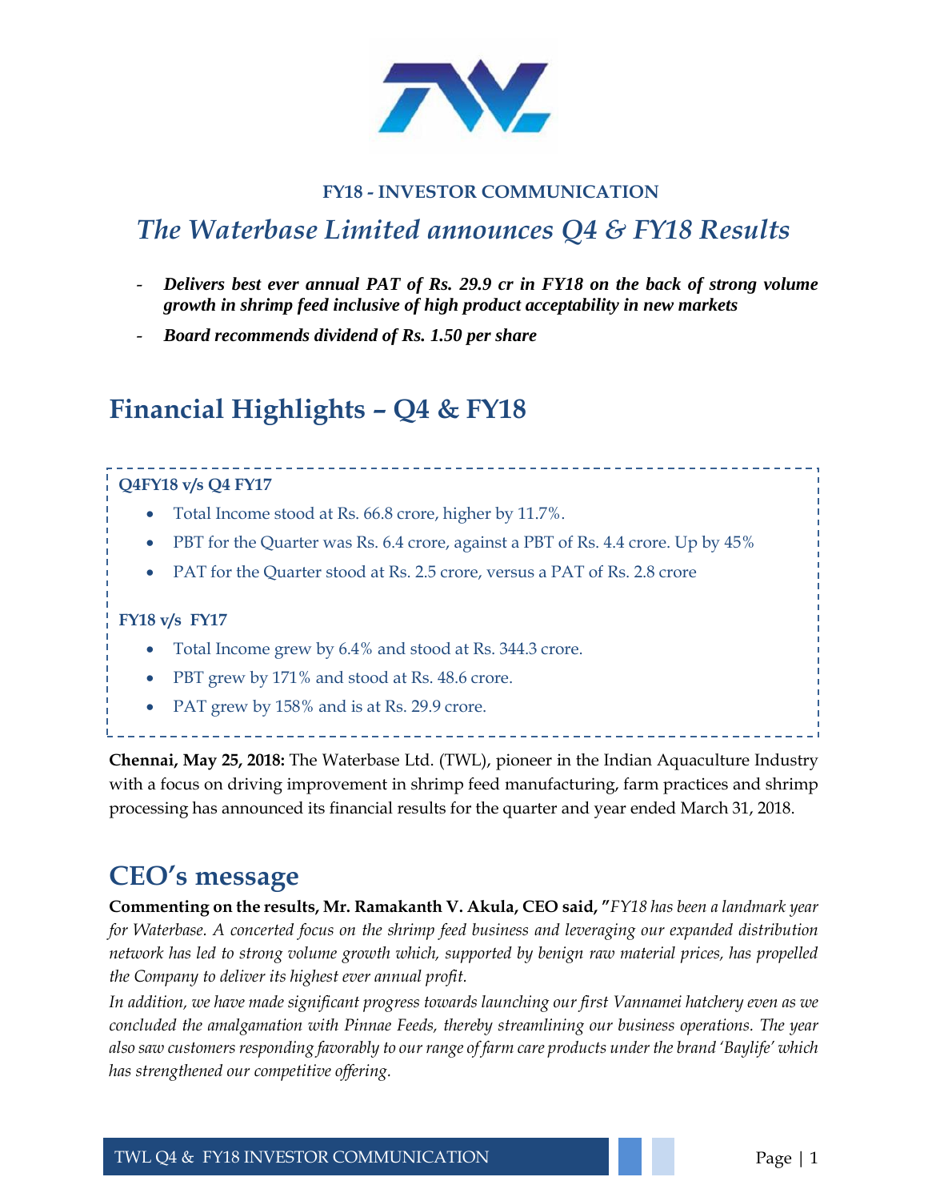**FY18 - INVESTOR COMMUNICATION**

# *The Waterbase Limited announces Q4 & FY18 Results*

- ***Delivers best ever annual PAT of Rs. 29.9 cr in FY18 on the back of strong volume growth in shrimp feed inclusive of high product acceptability in new markets***
- ***Board recommends dividend of Rs. 1.50 per share***

## Financial Highlights – Q4 & FY18

**Q4FY18 v/s Q4 FY17**

- Total Income stood at Rs. 66.8 crore, higher by 11.7%.
- PBT for the Quarter was Rs. 6.4 crore, against a PBT of Rs. 4.4 crore. Up by 45%
- PAT for the Quarter stood at Rs. 2.5 crore, versus a PAT of Rs. 2.8 crore

**FY18 v/s FY17**

- Total Income grew by 6.4% and stood at Rs. 344.3 crore.
- PBT grew by 171% and stood at Rs. 48.6 crore.
- PAT grew by 158% and is at Rs. 29.9 crore.

**Chennai, May 25, 2018:** The Waterbase Ltd. (TWL), pioneer in the Indian Aquaculture Industry with a focus on driving improvement in shrimp feed manufacturing, farm practices and shrimp processing has announced its financial results for the quarter and year ended March 31, 2018.

## CEO's message

**Commenting on the results, Mr. Ramakanth V. Akula, CEO said, "***FY18 has been a landmark year for Waterbase. A concerted focus on the shrimp feed business and leveraging our expanded distribution network has led to strong volume growth which, supported by benign raw material prices, has propelled the Company to deliver its highest ever annual profit.*

*In addition, we have made significant progress towards launching our first Vannamei hatchery even as we concluded the amalgamation with Pinnae Feeds, thereby streamlining our business operations. The year also saw customers responding favorably to our range of farm care products under the brand 'Baylife' which has strengthened our competitive offering.*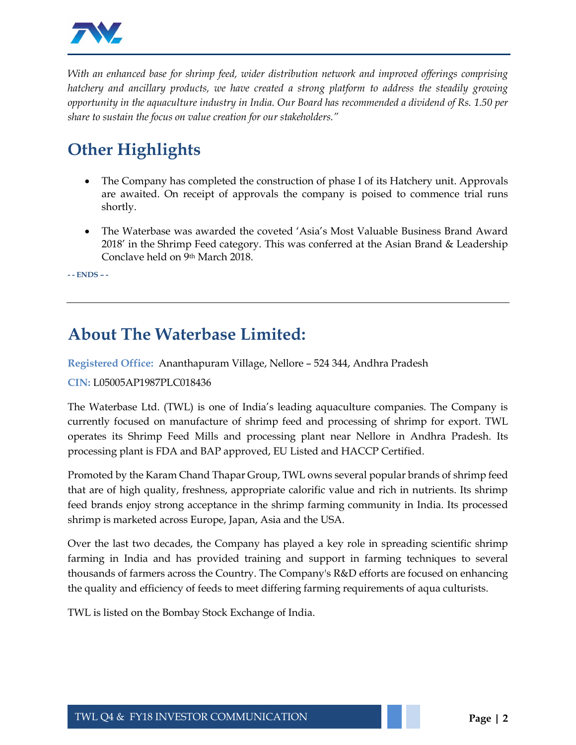*With an enhanced base for shrimp feed, wider distribution network and improved offerings comprising hatchery and ancillary products, we have created a strong platform to address the steadily growing opportunity in the aquaculture industry in India. Our Board has recommended a dividend of Rs. 1.50 per share to sustain the focus on value creation for our stakeholders."*

## Other Highlights

- The Company has completed the construction of phase I of its Hatchery unit. Approvals are awaited. On receipt of approvals the company is poised to commence trial runs shortly.
- The Waterbase was awarded the coveted 'Asia's Most Valuable Business Brand Award 2018' in the Shrimp Feed category. This was conferred at the Asian Brand & Leadership Conclave held on 9th March 2018.

**- - ENDS – -**

---

## About The Waterbase Limited:

**Registered Office:** Ananthapuram Village, Nellore – 524 344, Andhra Pradesh

**CIN:** L05005AP1987PLC018436

The Waterbase Ltd. (TWL) is one of India's leading aquaculture companies. The Company is currently focused on manufacture of shrimp feed and processing of shrimp for export. TWL operates its Shrimp Feed Mills and processing plant near Nellore in Andhra Pradesh. Its processing plant is FDA and BAP approved, EU Listed and HACCP Certified.

Promoted by the Karam Chand Thapar Group, TWL owns several popular brands of shrimp feed that are of high quality, freshness, appropriate calorific value and rich in nutrients. Its shrimp feed brands enjoy strong acceptance in the shrimp farming community in India. Its processed shrimp is marketed across Europe, Japan, Asia and the USA.

Over the last two decades, the Company has played a key role in spreading scientific shrimp farming in India and has provided training and support in farming techniques to several thousands of farmers across the Country. The Company's R&D efforts are focused on enhancing the quality and efficiency of feeds to meet differing farming requirements of aqua culturists.

TWL is listed on the Bombay Stock Exchange of India.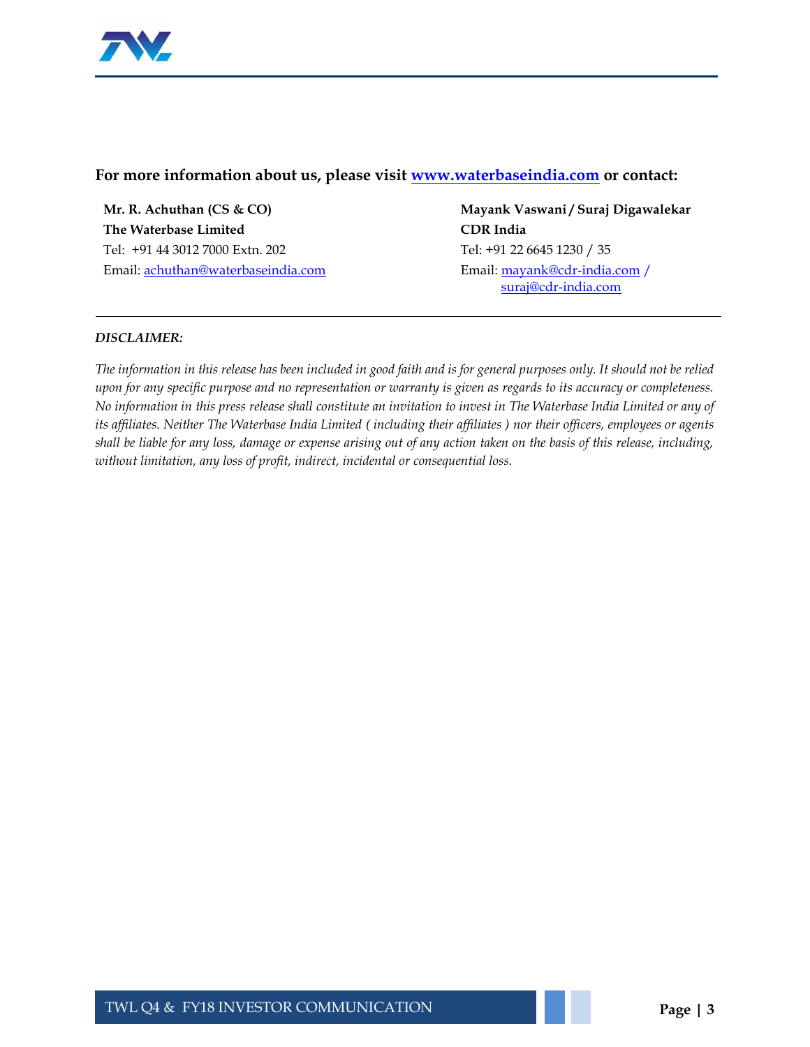**For more information about us, please visit www.waterbaseindia.com or contact:**

**Mr. R. Achuthan (CS & CO)**
**The Waterbase Limited**
Tel: +91 44 3012 7000 Extn. 202
Email: achuthan@waterbaseindia.com

**Mayank Vaswani / Suraj Digawalekar**
**CDR India**
Tel: +91 22 6645 1230 / 35
Email: mayank@cdr-india.com / suraj@cdr-india.com

---

***DISCLAIMER:***

*The information in this release has been included in good faith and is for general purposes only. It should not be relied upon for any specific purpose and no representation or warranty is given as regards to its accuracy or completeness. No information in this press release shall constitute an invitation to invest in The Waterbase India Limited or any of its affiliates. Neither The Waterbase India Limited ( including their affiliates ) nor their officers, employees or agents shall be liable for any loss, damage or expense arising out of any action taken on the basis of this release, including, without limitation, any loss of profit, indirect, incidental or consequential loss.*